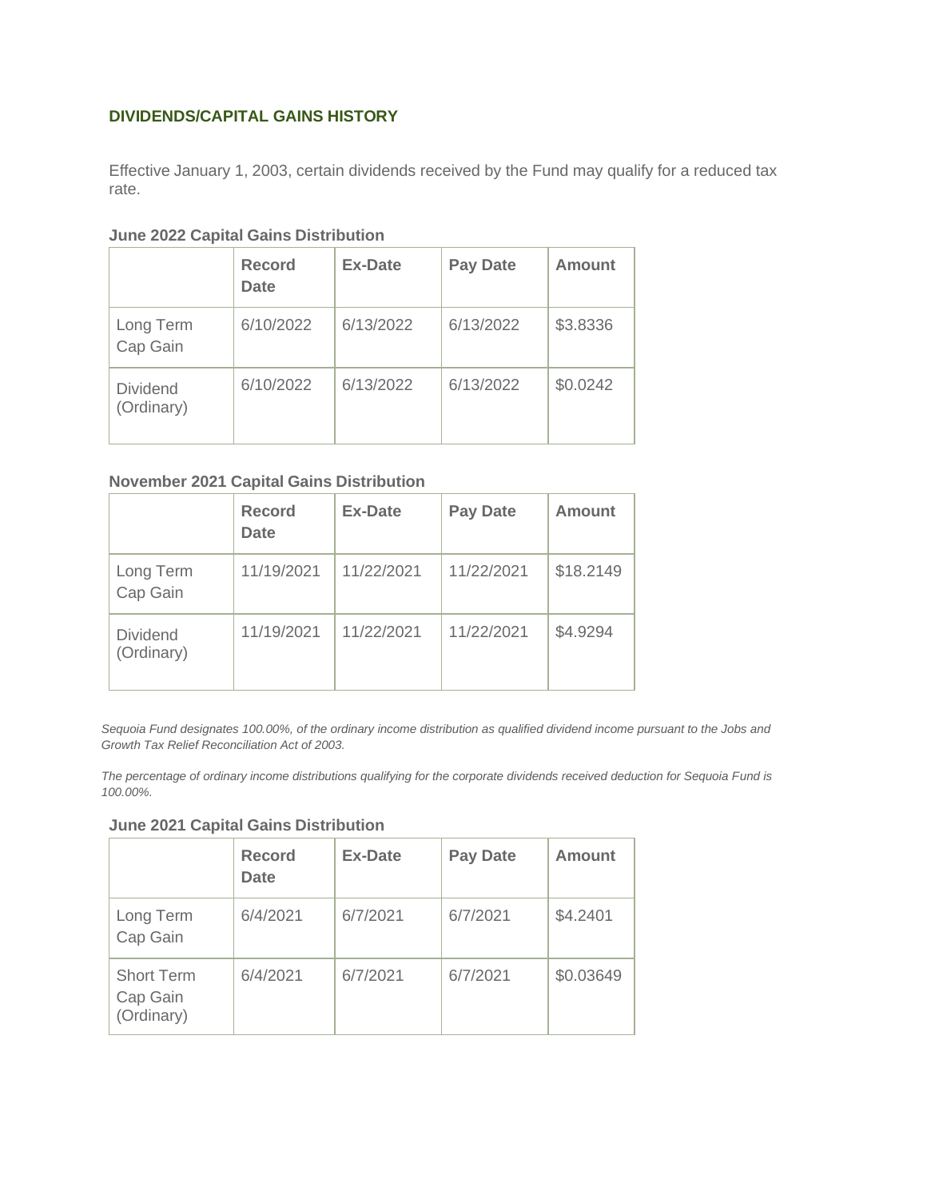## DIVIDENDS/CAPITAL GAINS HISTORY

Effective January 1, 2003, certain dividends received by the Fund may qualify for a reduced tax rate.

**June 2022 Capital Gains Distribution**

| | Record Date | Ex-Date | Pay Date | Amount |
|---|---|---|---|---|
| Long Term Cap Gain | 6/10/2022 | 6/13/2022 | 6/13/2022 | $3.8336 |
| Dividend (Ordinary) | 6/10/2022 | 6/13/2022 | 6/13/2022 | $0.0242 |

**November 2021 Capital Gains Distribution**

| | Record Date | Ex-Date | Pay Date | Amount |
|---|---|---|---|---|
| Long Term Cap Gain | 11/19/2021 | 11/22/2021 | 11/22/2021 | $18.2149 |
| Dividend (Ordinary) | 11/19/2021 | 11/22/2021 | 11/22/2021 | $4.9294 |

*Sequoia Fund designates 100.00%, of the ordinary income distribution as qualified dividend income pursuant to the Jobs and Growth Tax Relief Reconciliation Act of 2003.*

*The percentage of ordinary income distributions qualifying for the corporate dividends received deduction for Sequoia Fund is 100.00%.*

**June 2021 Capital Gains Distribution**

| | Record Date | Ex-Date | Pay Date | Amount |
|---|---|---|---|---|
| Long Term Cap Gain | 6/4/2021 | 6/7/2021 | 6/7/2021 | $4.2401 |
| Short Term Cap Gain (Ordinary) | 6/4/2021 | 6/7/2021 | 6/7/2021 | $0.03649 |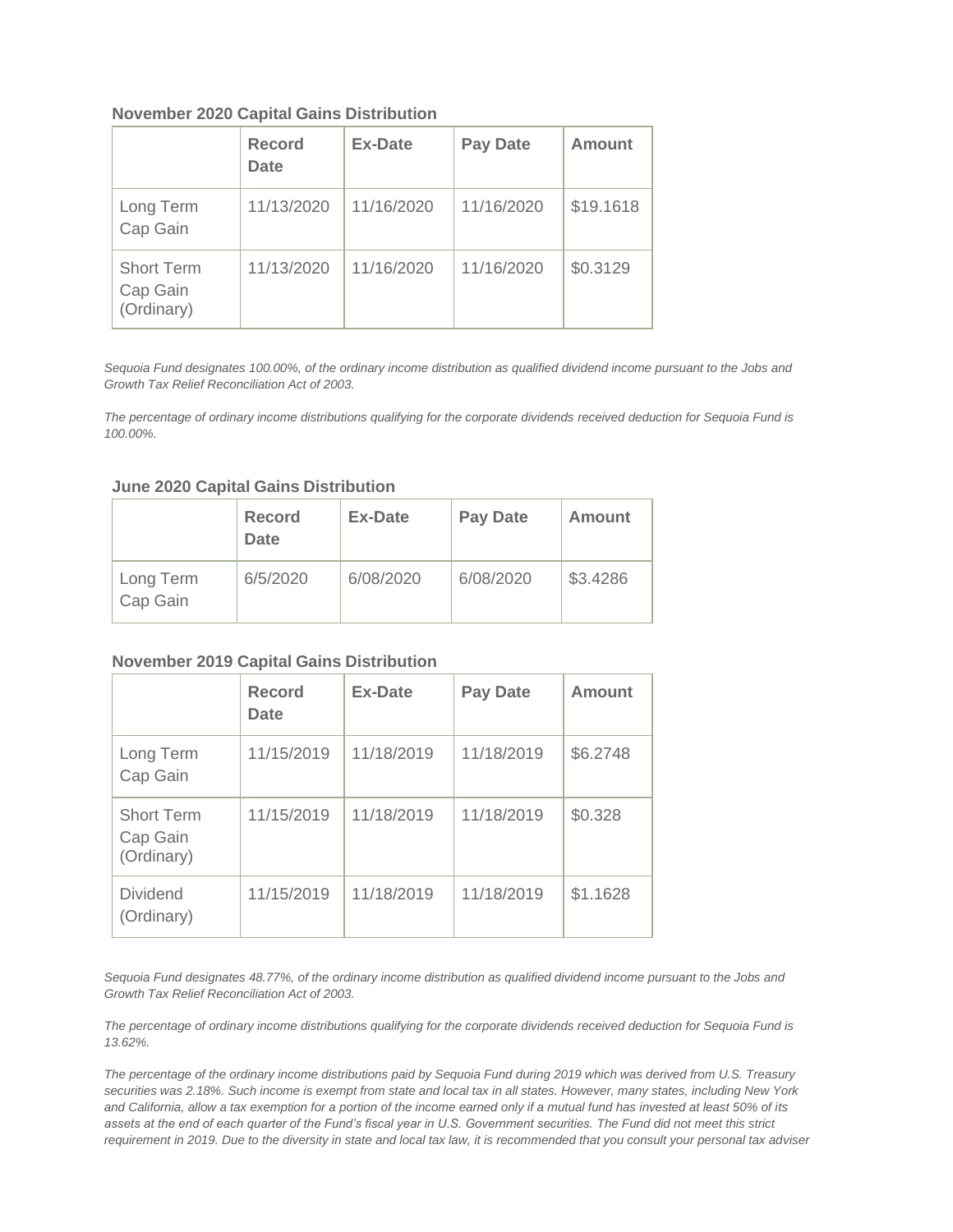### November 2020 Capital Gains Distribution

| | Record Date | Ex-Date | Pay Date | Amount |
|---|---|---|---|---|
| Long Term Cap Gain | 11/13/2020 | 11/16/2020 | 11/16/2020 | $19.1618 |
| Short Term Cap Gain (Ordinary) | 11/13/2020 | 11/16/2020 | 11/16/2020 | $0.3129 |

*Sequoia Fund designates 100.00%, of the ordinary income distribution as qualified dividend income pursuant to the Jobs and Growth Tax Relief Reconciliation Act of 2003.*

*The percentage of ordinary income distributions qualifying for the corporate dividends received deduction for Sequoia Fund is 100.00%.*

### June 2020 Capital Gains Distribution

| | Record Date | Ex-Date | Pay Date | Amount |
|---|---|---|---|---|
| Long Term Cap Gain | 6/5/2020 | 6/08/2020 | 6/08/2020 | $3.4286 |

### November 2019 Capital Gains Distribution

| | Record Date | Ex-Date | Pay Date | Amount |
|---|---|---|---|---|
| Long Term Cap Gain | 11/15/2019 | 11/18/2019 | 11/18/2019 | $6.2748 |
| Short Term Cap Gain (Ordinary) | 11/15/2019 | 11/18/2019 | 11/18/2019 | $0.328 |
| Dividend (Ordinary) | 11/15/2019 | 11/18/2019 | 11/18/2019 | $1.1628 |

*Sequoia Fund designates 48.77%, of the ordinary income distribution as qualified dividend income pursuant to the Jobs and Growth Tax Relief Reconciliation Act of 2003.*

*The percentage of ordinary income distributions qualifying for the corporate dividends received deduction for Sequoia Fund is 13.62%.*

*The percentage of the ordinary income distributions paid by Sequoia Fund during 2019 which was derived from U.S. Treasury securities was 2.18%. Such income is exempt from state and local tax in all states. However, many states, including New York and California, allow a tax exemption for a portion of the income earned only if a mutual fund has invested at least 50% of its assets at the end of each quarter of the Fund's fiscal year in U.S. Government securities. The Fund did not meet this strict requirement in 2019. Due to the diversity in state and local tax law, it is recommended that you consult your personal tax adviser*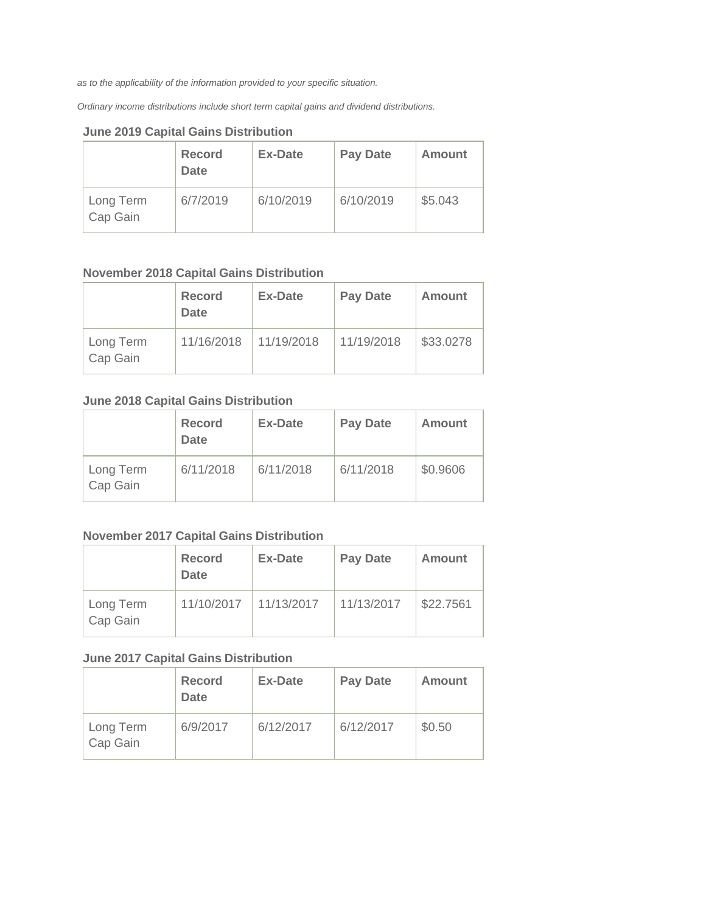*as to the applicability of the information provided to your specific situation.*

*Ordinary income distributions include short term capital gains and dividend distributions.*

### June 2019 Capital Gains Distribution

| | Record Date | Ex-Date | Pay Date | Amount |
|---|---|---|---|---|
| Long Term Cap Gain | 6/7/2019 | 6/10/2019 | 6/10/2019 | $5.043 |

### November 2018 Capital Gains Distribution

| | Record Date | Ex-Date | Pay Date | Amount |
|---|---|---|---|---|
| Long Term Cap Gain | 11/16/2018 | 11/19/2018 | 11/19/2018 | $33.0278 |

### June 2018 Capital Gains Distribution

| | Record Date | Ex-Date | Pay Date | Amount |
|---|---|---|---|---|
| Long Term Cap Gain | 6/11/2018 | 6/11/2018 | 6/11/2018 | $0.9606 |

### November 2017 Capital Gains Distribution

| | Record Date | Ex-Date | Pay Date | Amount |
|---|---|---|---|---|
| Long Term Cap Gain | 11/10/2017 | 11/13/2017 | 11/13/2017 | $22.7561 |

### June 2017 Capital Gains Distribution

| | Record Date | Ex-Date | Pay Date | Amount |
|---|---|---|---|---|
| Long Term Cap Gain | 6/9/2017 | 6/12/2017 | 6/12/2017 | $0.50 |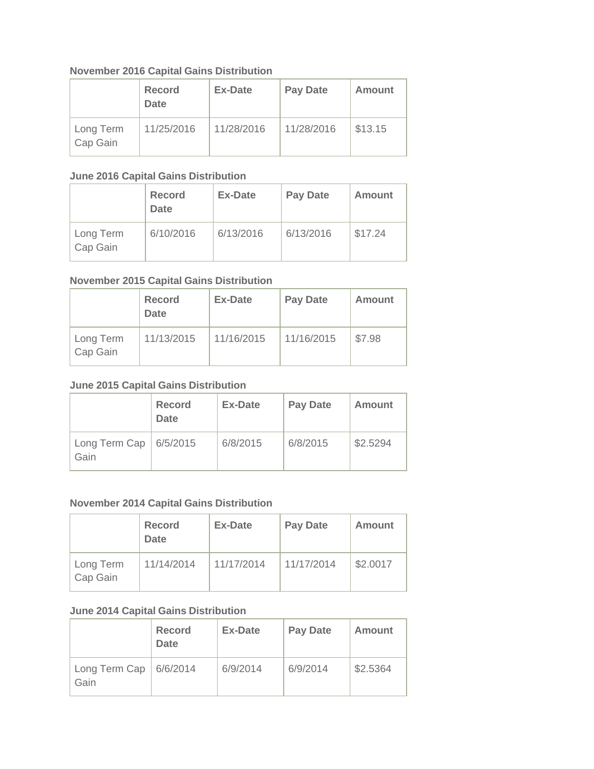**November 2016 Capital Gains Distribution**

| | Record Date | Ex-Date | Pay Date | Amount |
|---|---|---|---|---|
| Long Term Cap Gain | 11/25/2016 | 11/28/2016 | 11/28/2016 | $13.15 |

**June 2016 Capital Gains Distribution**

| | Record Date | Ex-Date | Pay Date | Amount |
|---|---|---|---|---|
| Long Term Cap Gain | 6/10/2016 | 6/13/2016 | 6/13/2016 | $17.24 |

**November 2015 Capital Gains Distribution**

| | Record Date | Ex-Date | Pay Date | Amount |
|---|---|---|---|---|
| Long Term Cap Gain | 11/13/2015 | 11/16/2015 | 11/16/2015 | $7.98 |

**June 2015 Capital Gains Distribution**

| | Record Date | Ex-Date | Pay Date | Amount |
|---|---|---|---|---|
| Long Term Cap Gain | 6/5/2015 | 6/8/2015 | 6/8/2015 | $2.5294 |

**November 2014 Capital Gains Distribution**

| | Record Date | Ex-Date | Pay Date | Amount |
|---|---|---|---|---|
| Long Term Cap Gain | 11/14/2014 | 11/17/2014 | 11/17/2014 | $2.0017 |

**June 2014 Capital Gains Distribution**

| | Record Date | Ex-Date | Pay Date | Amount |
|---|---|---|---|---|
| Long Term Cap Gain | 6/6/2014 | 6/9/2014 | 6/9/2014 | $2.5364 |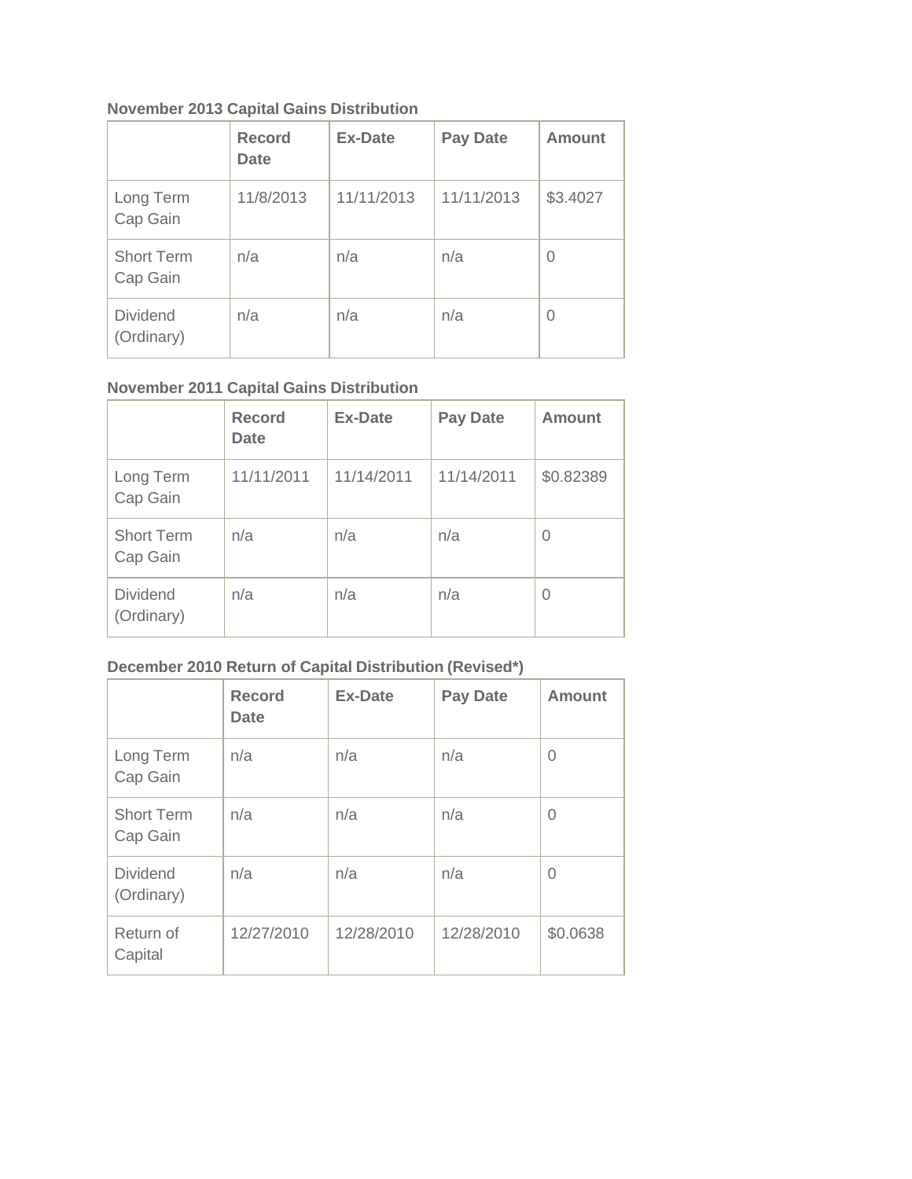**November 2013 Capital Gains Distribution**

| | Record Date | Ex-Date | Pay Date | Amount |
|---|---|---|---|---|
| Long Term Cap Gain | 11/8/2013 | 11/11/2013 | 11/11/2013 | $3.4027 |
| Short Term Cap Gain | n/a | n/a | n/a | 0 |
| Dividend (Ordinary) | n/a | n/a | n/a | 0 |

**November 2011 Capital Gains Distribution**

| | Record Date | Ex-Date | Pay Date | Amount |
|---|---|---|---|---|
| Long Term Cap Gain | 11/11/2011 | 11/14/2011 | 11/14/2011 | $0.82389 |
| Short Term Cap Gain | n/a | n/a | n/a | 0 |
| Dividend (Ordinary) | n/a | n/a | n/a | 0 |

**December 2010 Return of Capital Distribution (Revised*)**

| | Record Date | Ex-Date | Pay Date | Amount |
|---|---|---|---|---|
| Long Term Cap Gain | n/a | n/a | n/a | 0 |
| Short Term Cap Gain | n/a | n/a | n/a | 0 |
| Dividend (Ordinary) | n/a | n/a | n/a | 0 |
| Return of Capital | 12/27/2010 | 12/28/2010 | 12/28/2010 | $0.0638 |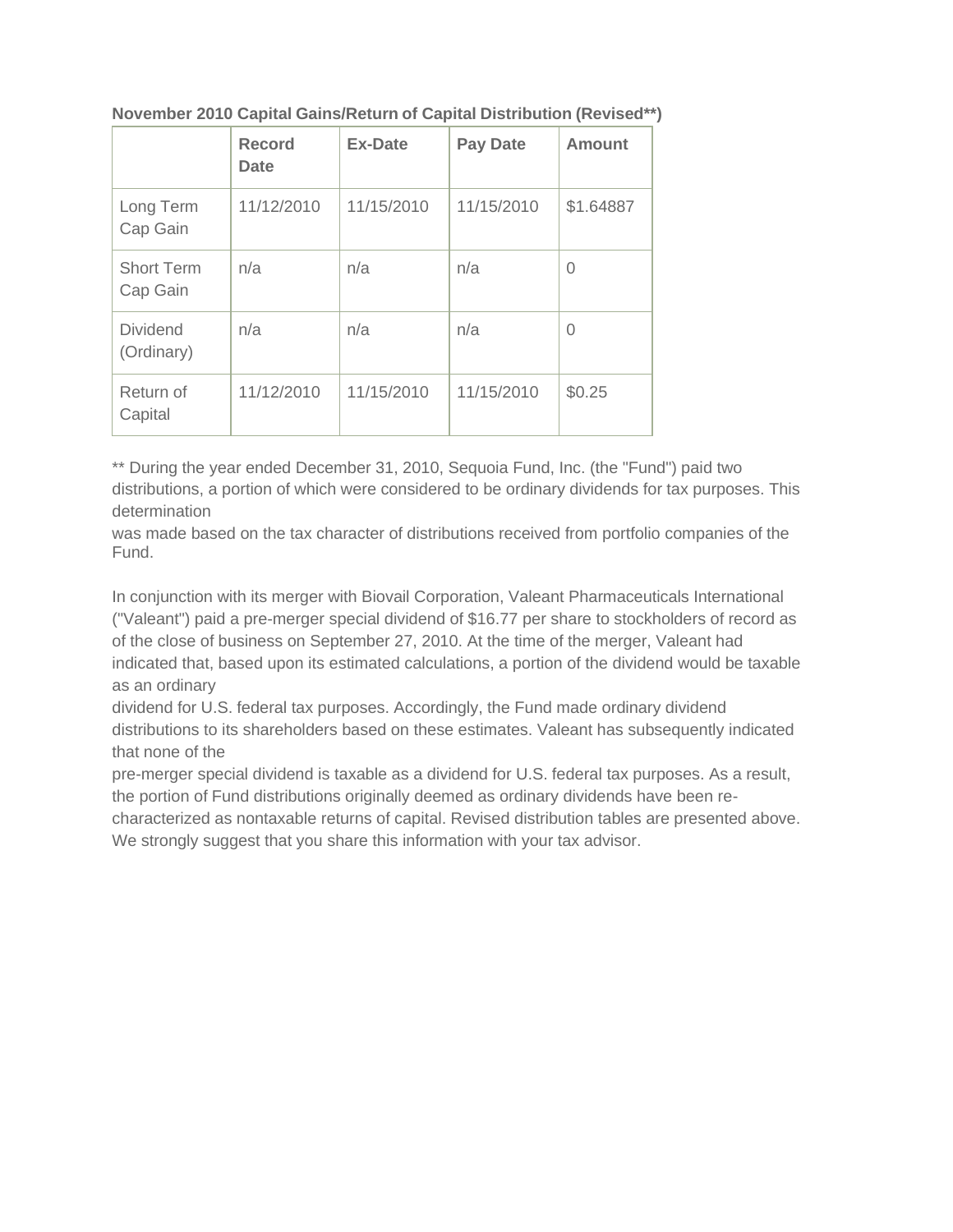**November 2010 Capital Gains/Return of Capital Distribution (Revised**)**

| | Record Date | Ex-Date | Pay Date | Amount |
|---|---|---|---|---|
| Long Term Cap Gain | 11/12/2010 | 11/15/2010 | 11/15/2010 | $1.64887 |
| Short Term Cap Gain | n/a | n/a | n/a | 0 |
| Dividend (Ordinary) | n/a | n/a | n/a | 0 |
| Return of Capital | 11/12/2010 | 11/15/2010 | 11/15/2010 | $0.25 |

** During the year ended December 31, 2010, Sequoia Fund, Inc. (the "Fund") paid two distributions, a portion of which were considered to be ordinary dividends for tax purposes. This determination was made based on the tax character of distributions received from portfolio companies of the Fund.

In conjunction with its merger with Biovail Corporation, Valeant Pharmaceuticals International ("Valeant") paid a pre-merger special dividend of $16.77 per share to stockholders of record as of the close of business on September 27, 2010. At the time of the merger, Valeant had indicated that, based upon its estimated calculations, a portion of the dividend would be taxable as an ordinary dividend for U.S. federal tax purposes. Accordingly, the Fund made ordinary dividend distributions to its shareholders based on these estimates. Valeant has subsequently indicated that none of the pre-merger special dividend is taxable as a dividend for U.S. federal tax purposes. As a result, the portion of Fund distributions originally deemed as ordinary dividends have been re-characterized as nontaxable returns of capital. Revised distribution tables are presented above. We strongly suggest that you share this information with your tax advisor.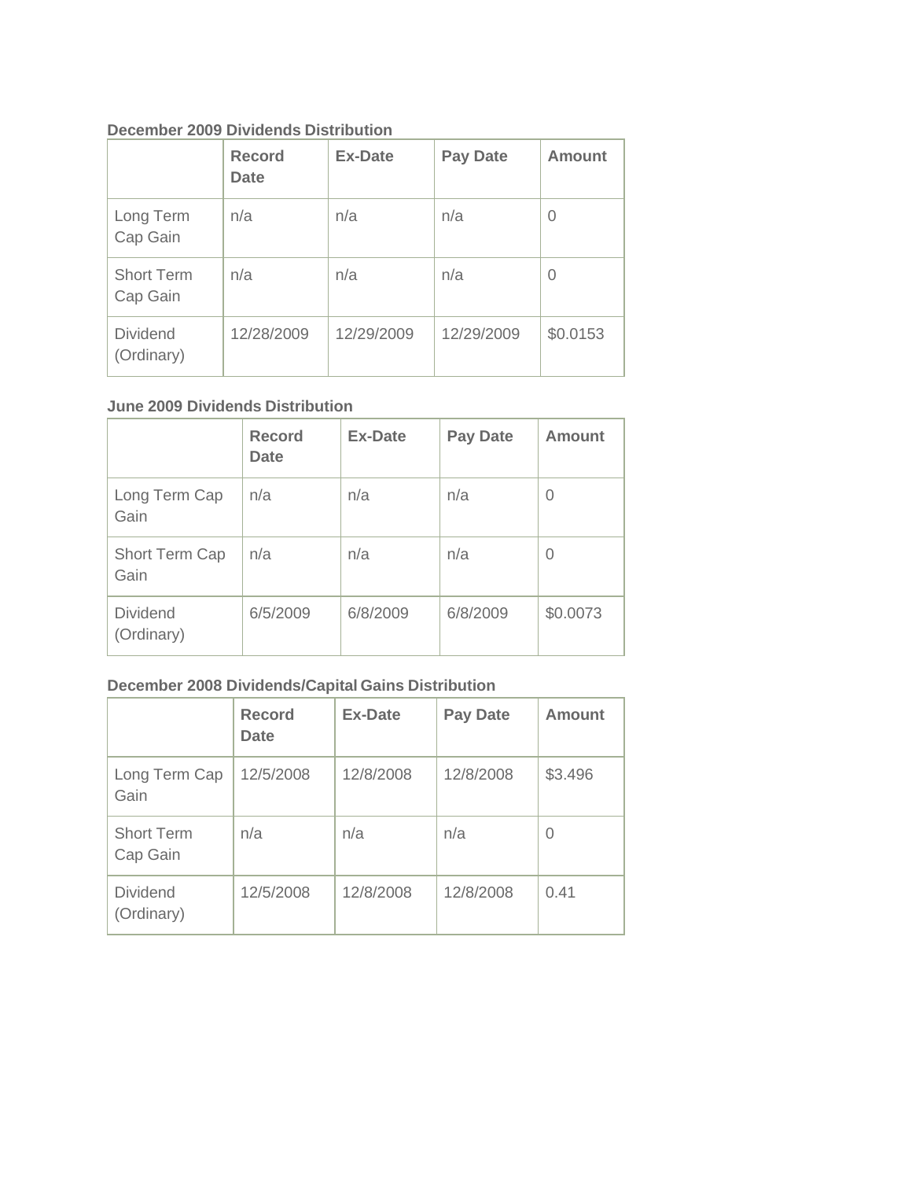**December 2009 Dividends Distribution**

| | Record Date | Ex-Date | Pay Date | Amount |
|---|---|---|---|---|
| Long Term Cap Gain | n/a | n/a | n/a | 0 |
| Short Term Cap Gain | n/a | n/a | n/a | 0 |
| Dividend (Ordinary) | 12/28/2009 | 12/29/2009 | 12/29/2009 | $0.0153 |

**June 2009 Dividends Distribution**

| | Record Date | Ex-Date | Pay Date | Amount |
|---|---|---|---|---|
| Long Term Cap Gain | n/a | n/a | n/a | 0 |
| Short Term Cap Gain | n/a | n/a | n/a | 0 |
| Dividend (Ordinary) | 6/5/2009 | 6/8/2009 | 6/8/2009 | $0.0073 |

**December 2008 Dividends/Capital Gains Distribution**

| | Record Date | Ex-Date | Pay Date | Amount |
|---|---|---|---|---|
| Long Term Cap Gain | 12/5/2008 | 12/8/2008 | 12/8/2008 | $3.496 |
| Short Term Cap Gain | n/a | n/a | n/a | 0 |
| Dividend (Ordinary) | 12/5/2008 | 12/8/2008 | 12/8/2008 | 0.41 |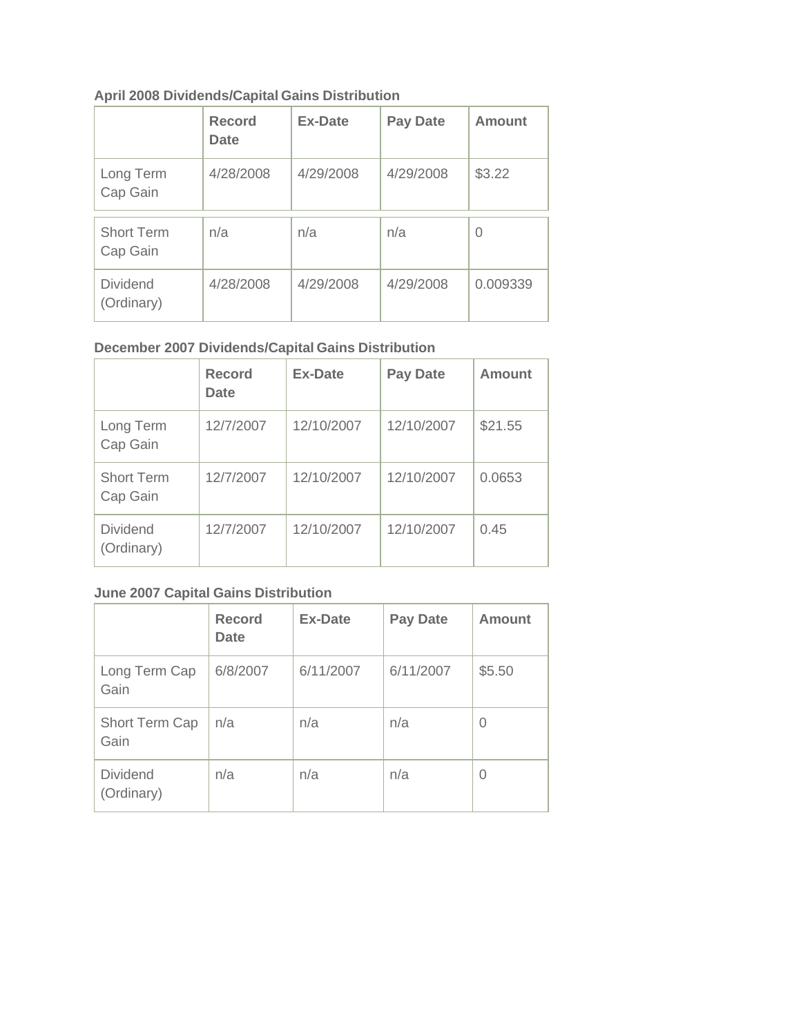**April 2008 Dividends/Capital Gains Distribution**

| | Record Date | Ex-Date | Pay Date | Amount |
|---|---|---|---|---|
| Long Term Cap Gain | 4/28/2008 | 4/29/2008 | 4/29/2008 | $3.22 |
| Short Term Cap Gain | n/a | n/a | n/a | 0 |
| Dividend (Ordinary) | 4/28/2008 | 4/29/2008 | 4/29/2008 | 0.009339 |

**December 2007 Dividends/Capital Gains Distribution**

| | Record Date | Ex-Date | Pay Date | Amount |
|---|---|---|---|---|
| Long Term Cap Gain | 12/7/2007 | 12/10/2007 | 12/10/2007 | $21.55 |
| Short Term Cap Gain | 12/7/2007 | 12/10/2007 | 12/10/2007 | 0.0653 |
| Dividend (Ordinary) | 12/7/2007 | 12/10/2007 | 12/10/2007 | 0.45 |

**June 2007 Capital Gains Distribution**

| | Record Date | Ex-Date | Pay Date | Amount |
|---|---|---|---|---|
| Long Term Cap Gain | 6/8/2007 | 6/11/2007 | 6/11/2007 | $5.50 |
| Short Term Cap Gain | n/a | n/a | n/a | 0 |
| Dividend (Ordinary) | n/a | n/a | n/a | 0 |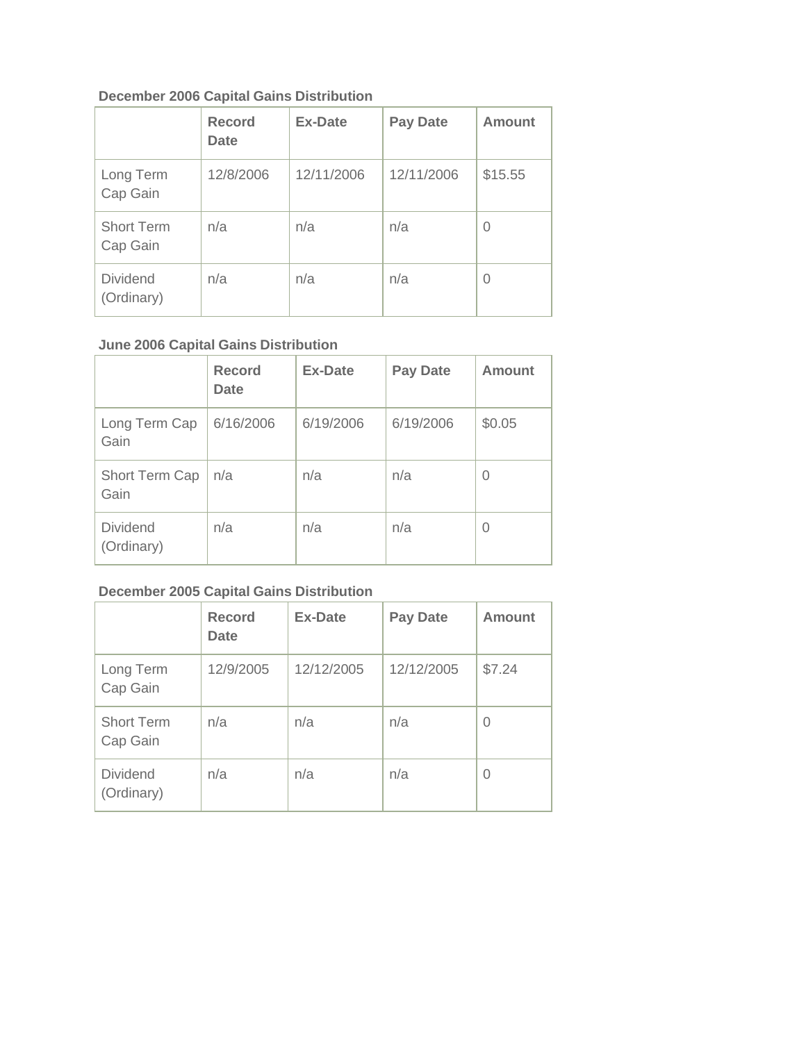**December 2006 Capital Gains Distribution**

| | Record Date | Ex-Date | Pay Date | Amount |
|---|---|---|---|---|
| Long Term Cap Gain | 12/8/2006 | 12/11/2006 | 12/11/2006 | $15.55 |
| Short Term Cap Gain | n/a | n/a | n/a | 0 |
| Dividend (Ordinary) | n/a | n/a | n/a | 0 |

**June 2006 Capital Gains Distribution**

| | Record Date | Ex-Date | Pay Date | Amount |
|---|---|---|---|---|
| Long Term Cap Gain | 6/16/2006 | 6/19/2006 | 6/19/2006 | $0.05 |
| Short Term Cap Gain | n/a | n/a | n/a | 0 |
| Dividend (Ordinary) | n/a | n/a | n/a | 0 |

**December 2005 Capital Gains Distribution**

| | Record Date | Ex-Date | Pay Date | Amount |
|---|---|---|---|---|
| Long Term Cap Gain | 12/9/2005 | 12/12/2005 | 12/12/2005 | $7.24 |
| Short Term Cap Gain | n/a | n/a | n/a | 0 |
| Dividend (Ordinary) | n/a | n/a | n/a | 0 |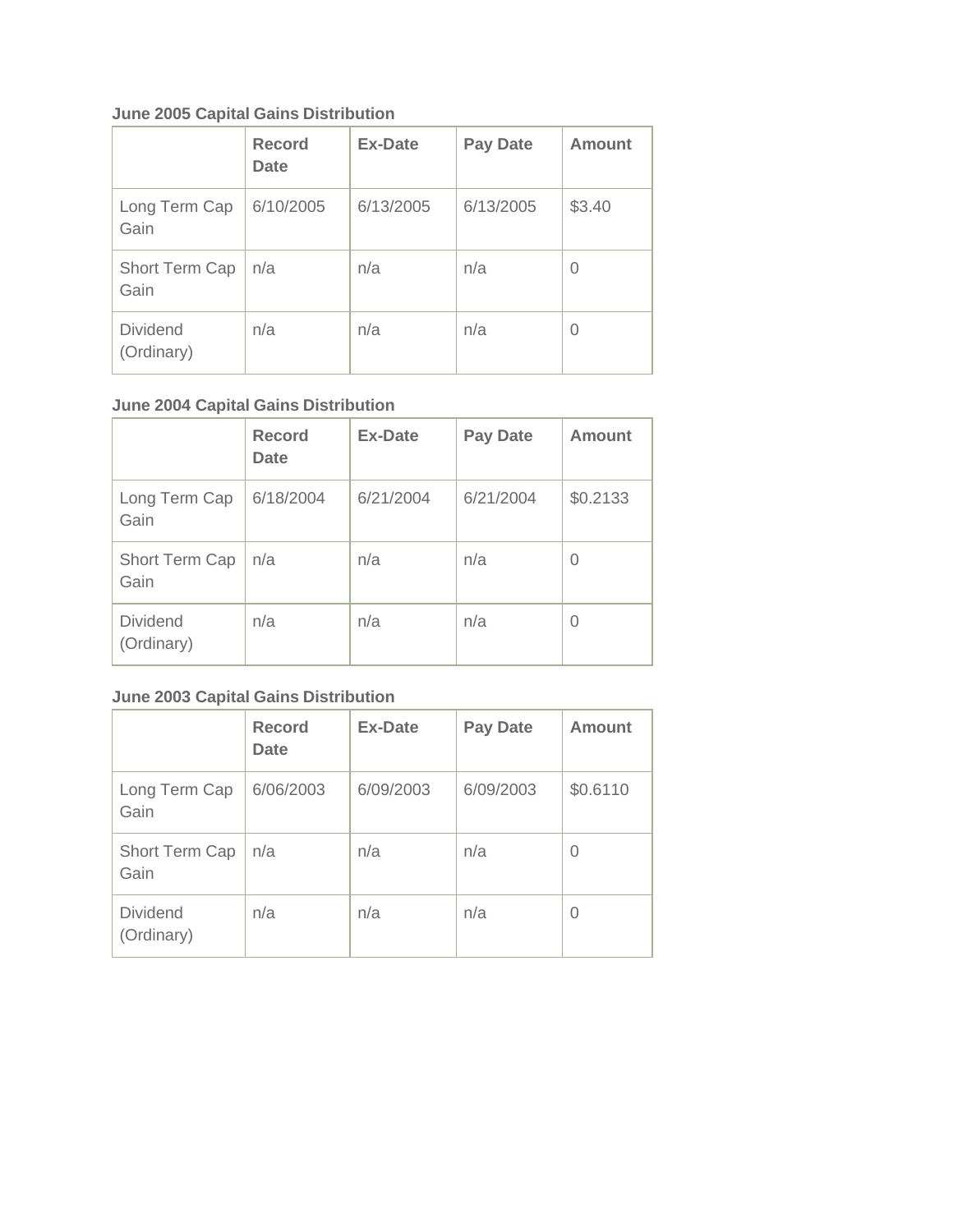**June 2005 Capital Gains Distribution**

| | Record Date | Ex-Date | Pay Date | Amount |
|---|---|---|---|---|
| Long Term Cap Gain | 6/10/2005 | 6/13/2005 | 6/13/2005 | $3.40 |
| Short Term Cap Gain | n/a | n/a | n/a | 0 |
| Dividend (Ordinary) | n/a | n/a | n/a | 0 |

**June 2004 Capital Gains Distribution**

| | Record Date | Ex-Date | Pay Date | Amount |
|---|---|---|---|---|
| Long Term Cap Gain | 6/18/2004 | 6/21/2004 | 6/21/2004 | $0.2133 |
| Short Term Cap Gain | n/a | n/a | n/a | 0 |
| Dividend (Ordinary) | n/a | n/a | n/a | 0 |

**June 2003 Capital Gains Distribution**

| | Record Date | Ex-Date | Pay Date | Amount |
|---|---|---|---|---|
| Long Term Cap Gain | 6/06/2003 | 6/09/2003 | 6/09/2003 | $0.6110 |
| Short Term Cap Gain | n/a | n/a | n/a | 0 |
| Dividend (Ordinary) | n/a | n/a | n/a | 0 |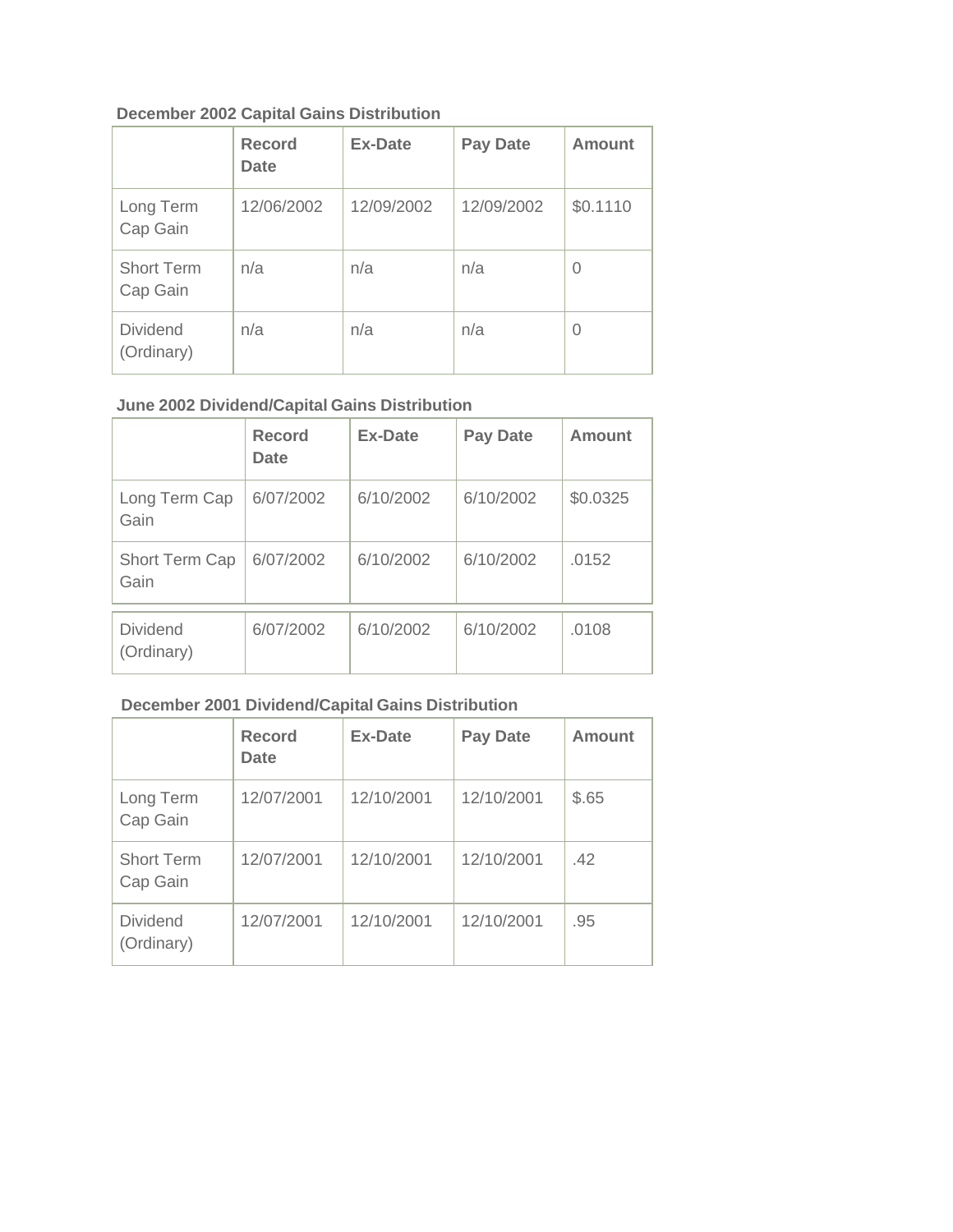**December 2002 Capital Gains Distribution**

| | Record Date | Ex-Date | Pay Date | Amount |
|---|---|---|---|---|
| Long Term Cap Gain | 12/06/2002 | 12/09/2002 | 12/09/2002 | $0.1110 |
| Short Term Cap Gain | n/a | n/a | n/a | 0 |
| Dividend (Ordinary) | n/a | n/a | n/a | 0 |

**June 2002 Dividend/Capital Gains Distribution**

| | Record Date | Ex-Date | Pay Date | Amount |
|---|---|---|---|---|
| Long Term Cap Gain | 6/07/2002 | 6/10/2002 | 6/10/2002 | $0.0325 |
| Short Term Cap Gain | 6/07/2002 | 6/10/2002 | 6/10/2002 | .0152 |
| Dividend (Ordinary) | 6/07/2002 | 6/10/2002 | 6/10/2002 | .0108 |

**December 2001 Dividend/Capital Gains Distribution**

| | Record Date | Ex-Date | Pay Date | Amount |
|---|---|---|---|---|
| Long Term Cap Gain | 12/07/2001 | 12/10/2001 | 12/10/2001 | $.65 |
| Short Term Cap Gain | 12/07/2001 | 12/10/2001 | 12/10/2001 | .42 |
| Dividend (Ordinary) | 12/07/2001 | 12/10/2001 | 12/10/2001 | .95 |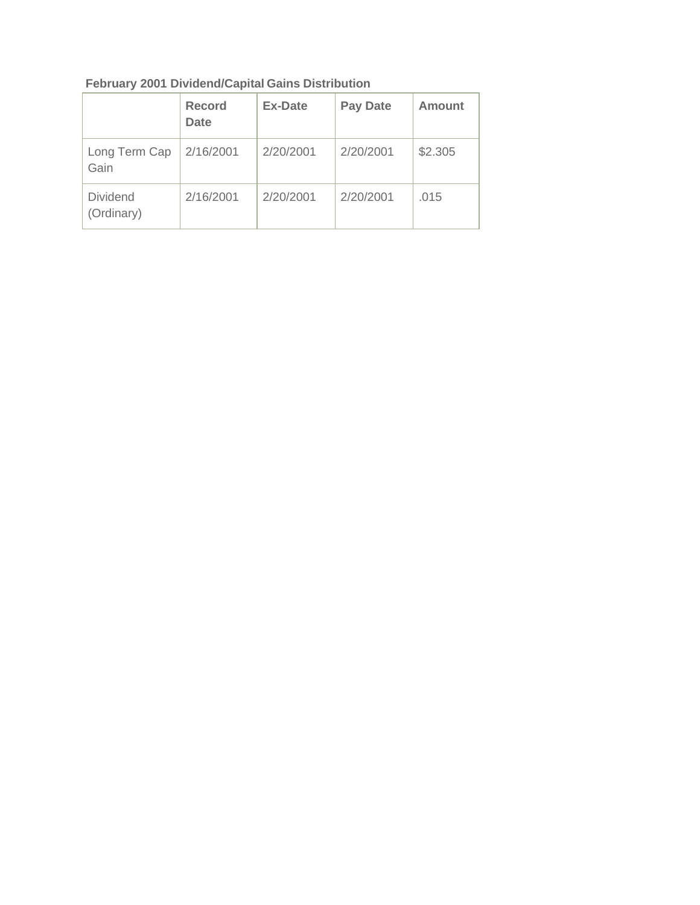**February 2001 Dividend/Capital Gains Distribution**

| | Record Date | Ex-Date | Pay Date | Amount |
|---|---|---|---|---|
| Long Term Cap Gain | 2/16/2001 | 2/20/2001 | 2/20/2001 | $2.305 |
| Dividend (Ordinary) | 2/16/2001 | 2/20/2001 | 2/20/2001 | .015 |